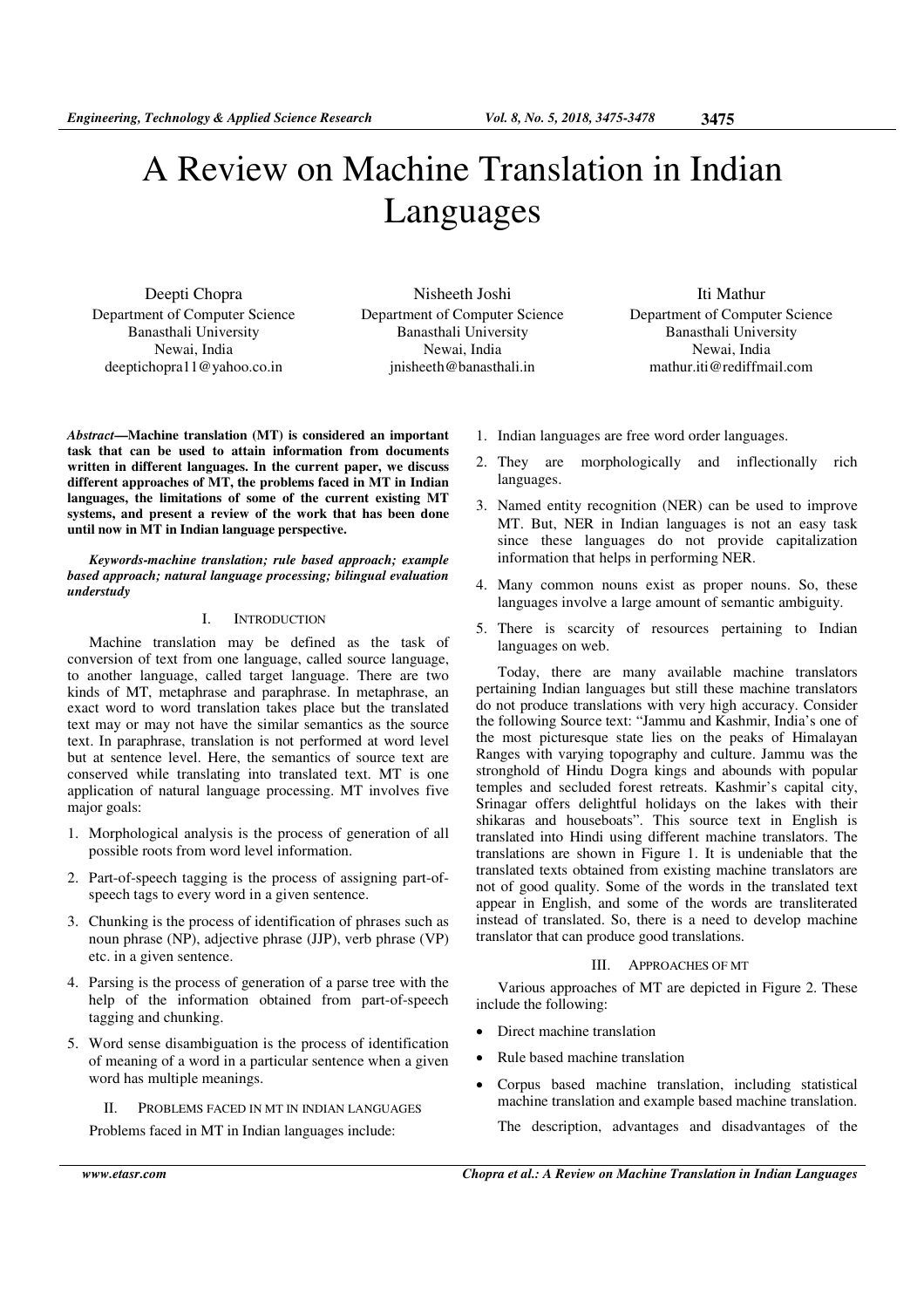# A Review on Machine Translation in Indian Languages

Deepti Chopra
Department of Computer Science
Banasthali University
Newai, India
deeptichopra11@yahoo.co.in

Nisheeth Joshi
Department of Computer Science
Banasthali University
Newai, India
jnisheeth@banasthali.in

Iti Mathur
Department of Computer Science
Banasthali University
Newai, India
mathur.iti@rediffmail.com

***Abstract*—Machine translation (MT) is considered an important task that can be used to attain information from documents written in different languages. In the current paper, we discuss different approaches of MT, the problems faced in MT in Indian languages, the limitations of some of the current existing MT systems, and present a review of the work that has been done until now in MT in Indian language perspective.**

***Keywords-machine translation; rule based approach; example based approach; natural language processing; bilingual evaluation understudy***

## I. INTRODUCTION

Machine translation may be defined as the task of conversion of text from one language, called source language, to another language, called target language. There are two kinds of MT, metaphrase and paraphrase. In metaphrase, an exact word to word translation takes place but the translated text may or may not have the similar semantics as the source text. In paraphrase, translation is not performed at word level but at sentence level. Here, the semantics of source text are conserved while translating into translated text. MT is one application of natural language processing. MT involves five major goals:

1. Morphological analysis is the process of generation of all possible roots from word level information.
2. Part-of-speech tagging is the process of assigning part-of-speech tags to every word in a given sentence.
3. Chunking is the process of identification of phrases such as noun phrase (NP), adjective phrase (JJP), verb phrase (VP) etc. in a given sentence.
4. Parsing is the process of generation of a parse tree with the help of the information obtained from part-of-speech tagging and chunking.
5. Word sense disambiguation is the process of identification of meaning of a word in a particular sentence when a given word has multiple meanings.

## II. PROBLEMS FACED IN MT IN INDIAN LANGUAGES

Problems faced in MT in Indian languages include:

1. Indian languages are free word order languages.
2. They are morphologically and inflectionally rich languages.
3. Named entity recognition (NER) can be used to improve MT. But, NER in Indian languages is not an easy task since these languages do not provide capitalization information that helps in performing NER.
4. Many common nouns exist as proper nouns. So, these languages involve a large amount of semantic ambiguity.
5. There is scarcity of resources pertaining to Indian languages on web.

Today, there are many available machine translators pertaining Indian languages but still these machine translators do not produce translations with very high accuracy. Consider the following Source text: "Jammu and Kashmir, India's one of the most picturesque state lies on the peaks of Himalayan Ranges with varying topography and culture. Jammu was the stronghold of Hindu Dogra kings and abounds with popular temples and secluded forest retreats. Kashmir's capital city, Srinagar offers delightful holidays on the lakes with their shikaras and houseboats". This source text in English is translated into Hindi using different machine translators. The translations are shown in Figure 1. It is undeniable that the translated texts obtained from existing machine translators are not of good quality. Some of the words in the translated text appear in English, and some of the words are transliterated instead of translated. So, there is a need to develop machine translator that can produce good translations.

## III. APPROACHES OF MT

Various approaches of MT are depicted in Figure 2. These include the following:

- Direct machine translation
- Rule based machine translation
- Corpus based machine translation, including statistical machine translation and example based machine translation.

The description, advantages and disadvantages of the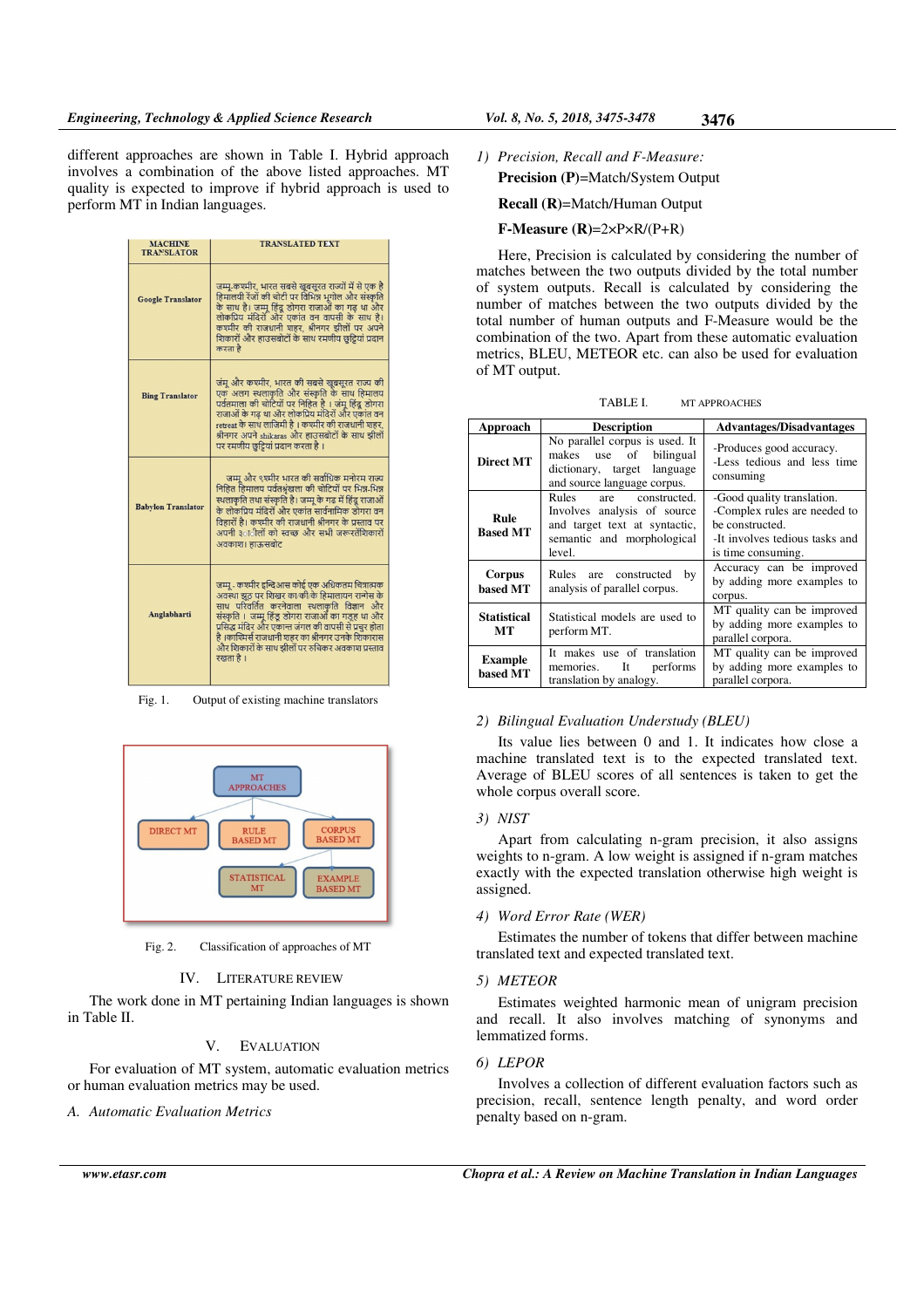different approaches are shown in Table I. Hybrid approach involves a combination of the above listed approaches. MT quality is expected to improve if hybrid approach is used to perform MT in Indian languages.

| MACHINE TRANSLATOR | TRANSLATED TEXT |
|---|---|
| Google Translator | जम्मू-कश्मीर, भारत सबसे खूबसूरत राज्यों में से एक है हिमालयी रेंजों की चोटी पर विभिन्न भूगोल और संस्कृति के साथ है। जम्मू हिंदू डोगरा राजाओं का गढ़ था और लोकप्रिय मंदिरों और एकांत वन वापसी के साथ है। कश्मीर की राजधानी शहर, श्रीनगर पर अपने शिकारों और हाउसबोटों के साथ रमणीय छुट्टियां प्रदान करता है |
| Bing Translator | जंमू और कश्मीर, भारत की सबसे खूबसूरत राज्य की एक अलग स्थलाकृति और संस्कृति के साथ हिमालय पर्वतमाला की चोटियों पर निहित है । जंमू हिंदू डोगरा राजाओं के गढ़ था और लोकप्रिय मंदिरों और एकांत वन retreat के साथ लाजिमी है । कश्मीर की राजधानी शहर, श्रीनगर अपने shikaras और हाउसबोटों के साथ झीलों पर रमणीय छुट्टियां प्रदान करता है । |
| Babylon Translator | जम्मू और कश्मीर भारत की सर्वाधिक मनोरम राज्य निहित हिमालय पर्वतश्रृंखला की चोटियों पर भिन्न-भिन्न स्थलाकृति तथा संस्कृति है। जम्मू के गढ़ में हिंदू राजाओं के लोकप्रिय मंदिरों और एकांत सार्वभामिक डोगरा वन विहारों है। कश्मीर की राजधानी श्रीनगर के प्रस्ताव पर अपनी ३ा ीलों को स्वच्छ और सभी जरूरतेंशिकारों अवकाश। हाऊसबोट |
| Anglabharti | जम्मू - कश्मीर इन्डिआस कोई एक अधिकतम चित्ताकर्षक अवस्था झूठ पर शिखर का/की के हिमालयान रान्गेस के साथ परिवर्तित करनेवाला स्थलाकृति विज्ञान और संस्कृति । जम्मू हिंदू डोगरा राजाओं का गढ़ था और प्रसिद्ध मंदिर और एकान्त जंगल की वापसी से प्रचुर होता है ।काश्मिर्स राजधानी शहर का श्रीनगर उनके शिकारास और हाउसबोट्स के साथ झीलों पर रुचिकर अवकाश प्रस्ताव रखता है । |

Fig. 1. Output of existing machine translators

Fig. 2. Classification of approaches of MT

## IV. Literature Review

The work done in MT pertaining Indian languages is shown in Table II.

## V. Evaluation

For evaluation of MT system, automatic evaluation metrics or human evaluation metrics may be used.

### A. Automatic Evaluation Metrics

#### 1) Precision, Recall and F-Measure:

**Precision (P)**=Match/System Output

**Recall (R)**=Match/Human Output

**F-Measure (R)**=2×P×R/(P+R)

Here, Precision is calculated by considering the number of matches between the two outputs divided by the total number of system outputs. Recall is calculated by considering the number of matches between the two outputs divided by the total number of human outputs and F-Measure would be the combination of the two. Apart from these automatic evaluation metrics, BLEU, METEOR etc. can also be used for evaluation of MT output.

TABLE I. MT APPROACHES

| Approach | Description | Advantages/Disadvantages |
|---|---|---|
| **Direct MT** | No parallel corpus is used. It makes use of bilingual dictionary, target language and source language corpus. | -Produces good accuracy. -Less tedious and less time consuming |
| **Rule Based MT** | Rules are constructed. Involves analysis of source and target text at syntactic, semantic and morphological level. | -Good quality translation. -Complex rules are needed to be constructed. -It involves tedious tasks and is time consuming. |
| **Corpus based MT** | Rules are constructed by analysis of parallel corpus. | Accuracy can be improved by adding more examples to corpus. |
| **Statistical MT** | Statistical models are used to perform MT. | MT quality can be improved by adding more examples to parallel corpora. |
| **Example based MT** | It makes use of translation memories. It performs translation by analogy. | MT quality can be improved by adding more examples to parallel corpora. |

#### 2) Bilingual Evaluation Understudy (BLEU)

Its value lies between 0 and 1. It indicates how close a machine translated text is to the expected translated text. Average of BLEU scores of all sentences is taken to get the whole corpus overall score.

#### 3) NIST

Apart from calculating n-gram precision, it also assigns weights to n-gram. A low weight is assigned if n-gram matches exactly with the expected translation otherwise high weight is assigned.

#### 4) Word Error Rate (WER)

Estimates the number of tokens that differ between machine translated text and expected translated text.

#### 5) METEOR

Estimates weighted harmonic mean of unigram precision and recall. It also involves matching of synonyms and lemmatized forms.

#### 6) LEPOR

Involves a collection of different evaluation factors such as precision, recall, sentence length penalty, and word order penalty based on n-gram.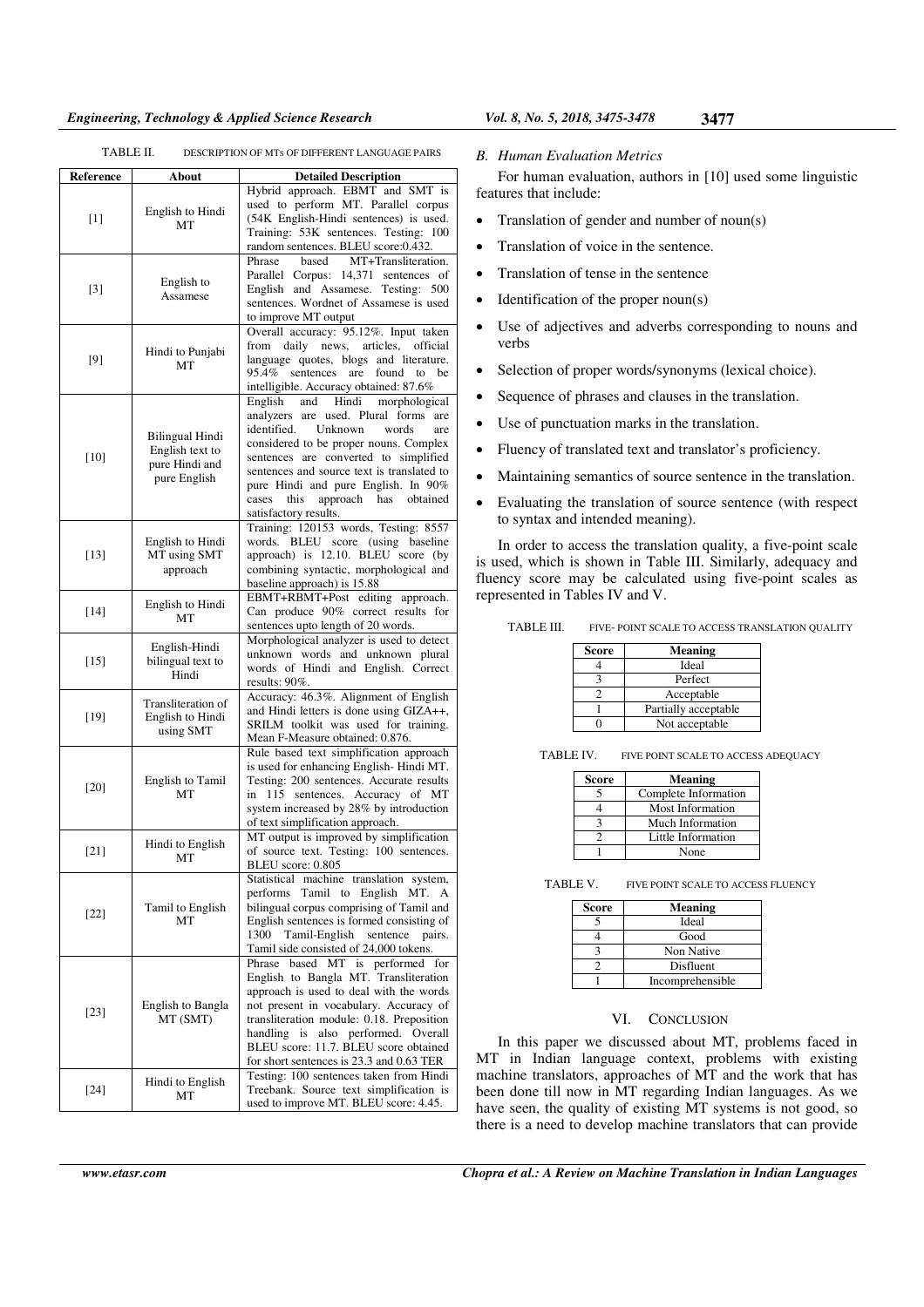TABLE II. DESCRIPTION OF MTS OF DIFFERENT LANGUAGE PAIRS

| Reference | About | Detailed Description |
|---|---|---|
| [1] | English to Hindi MT | Hybrid approach. EBMT and SMT is used to perform MT. Parallel corpus (54K English-Hindi sentences) is used. Training: 53K sentences. Testing: 100 random sentences. BLEU score:0.432. |
| [3] | English to Assamese | Phrase based MT+Transliteration. Parallel Corpus: 14,371 sentences of English and Assamese. Testing: 500 sentences. Wordnet of Assamese is used to improve MT output |
| [9] | Hindi to Punjabi MT | Overall accuracy: 95.12%. Input taken from daily news, articles, official language quotes, blogs and literature. 95.4% sentences are found to be intelligible. Accuracy obtained: 87.6% |
| [10] | Bilingual Hindi English text to pure Hindi and pure English | English and Hindi morphological analyzers are used. Plural forms are identified. Unknown words are considered to be proper nouns. Complex sentences are converted to simplified sentences and source text is translated to pure Hindi and pure English. In 90% cases this approach has obtained satisfactory results. |
| [13] | English to Hindi MT using SMT approach | Training: 120153 words, Testing: 8557 words. BLEU score (using baseline approach) is 12.10. BLEU score (by combining syntactic, morphological and baseline approach) is 15.88 |
| [14] | English to Hindi MT | EBMT+RBMT+Post editing approach. Can produce 90% correct results for sentences upto length of 20 words. |
| [15] | English-Hindi bilingual text to Hindi | Morphological analyzer is used to detect unknown words and unknown plural words of Hindi and English. Correct results: 90%. |
| [19] | Transliteration of English to Hindi using SMT | Accuracy: 46.3%. Alignment of English and Hindi letters is done using GIZA++, SRILM toolkit was used for training. Mean F-Measure obtained: 0.876. |
| [20] | English to Tamil MT | Rule based text simplification approach is used for enhancing English- Hindi MT. Testing: 200 sentences. Accurate results in 115 sentences. Accuracy of MT system increased by 28% by introduction of text simplification approach. |
| [21] | Hindi to English MT | MT output is improved by simplification of source text. Testing: 100 sentences. BLEU score: 0.805 |
| [22] | Tamil to English MT | Statistical machine translation system, performs Tamil to English MT. A bilingual corpus comprising of Tamil and English sentences is formed consisting of 1300 Tamil-English sentence pairs. Tamil side consisted of 24,000 tokens. |
| [23] | English to Bangla MT (SMT) | Phrase based MT is performed for English to Bangla MT. Transliteration approach is used to deal with the words not present in vocabulary. Accuracy of transliteration module: 0.18. Preposition handling is also performed. Overall BLEU score: 11.7. BLEU score obtained for short sentences is 23.3 and 0.63 TER |
| [24] | Hindi to English MT | Testing: 100 sentences taken from Hindi Treebank. Source text simplification is used to improve MT. BLEU score: 4.45. |

### *B. Human Evaluation Metrics*

For human evaluation, authors in [10] used some linguistic features that include:

- Translation of gender and number of noun(s)
- Translation of voice in the sentence.
- Translation of tense in the sentence
- Identification of the proper noun(s)
- Use of adjectives and adverbs corresponding to nouns and verbs
- Selection of proper words/synonyms (lexical choice).
- Sequence of phrases and clauses in the translation.
- Use of punctuation marks in the translation.
- Fluency of translated text and translator's proficiency.
- Maintaining semantics of source sentence in the translation.
- Evaluating the translation of source sentence (with respect to syntax and intended meaning).

In order to access the translation quality, a five-point scale is used, which is shown in Table III. Similarly, adequacy and fluency score may be calculated using five-point scales as represented in Tables IV and V.

TABLE III. FIVE- POINT SCALE TO ACCESS TRANSLATION QUALITY

| Score | Meaning |
|---|---|
| 4 | Ideal |
| 3 | Perfect |
| 2 | Acceptable |
| 1 | Partially acceptable |
| 0 | Not acceptable |

TABLE IV. FIVE POINT SCALE TO ACCESS ADEQUACY

| Score | Meaning |
|---|---|
| 5 | Complete Information |
| 4 | Most Information |
| 3 | Much Information |
| 2 | Little Information |
| 1 | None |

TABLE V. FIVE POINT SCALE TO ACCESS FLUENCY

| Score | Meaning |
|---|---|
| 5 | Ideal |
| 4 | Good |
| 3 | Non Native |
| 2 | Disfluent |
| 1 | Incomprehensible |

## VI. CONCLUSION

In this paper we discussed about MT, problems faced in MT in Indian language context, problems with existing machine translators, approaches of MT and the work that has been done till now in MT regarding Indian languages. As we have seen, the quality of existing MT systems is not good, so there is a need to develop machine translators that can provide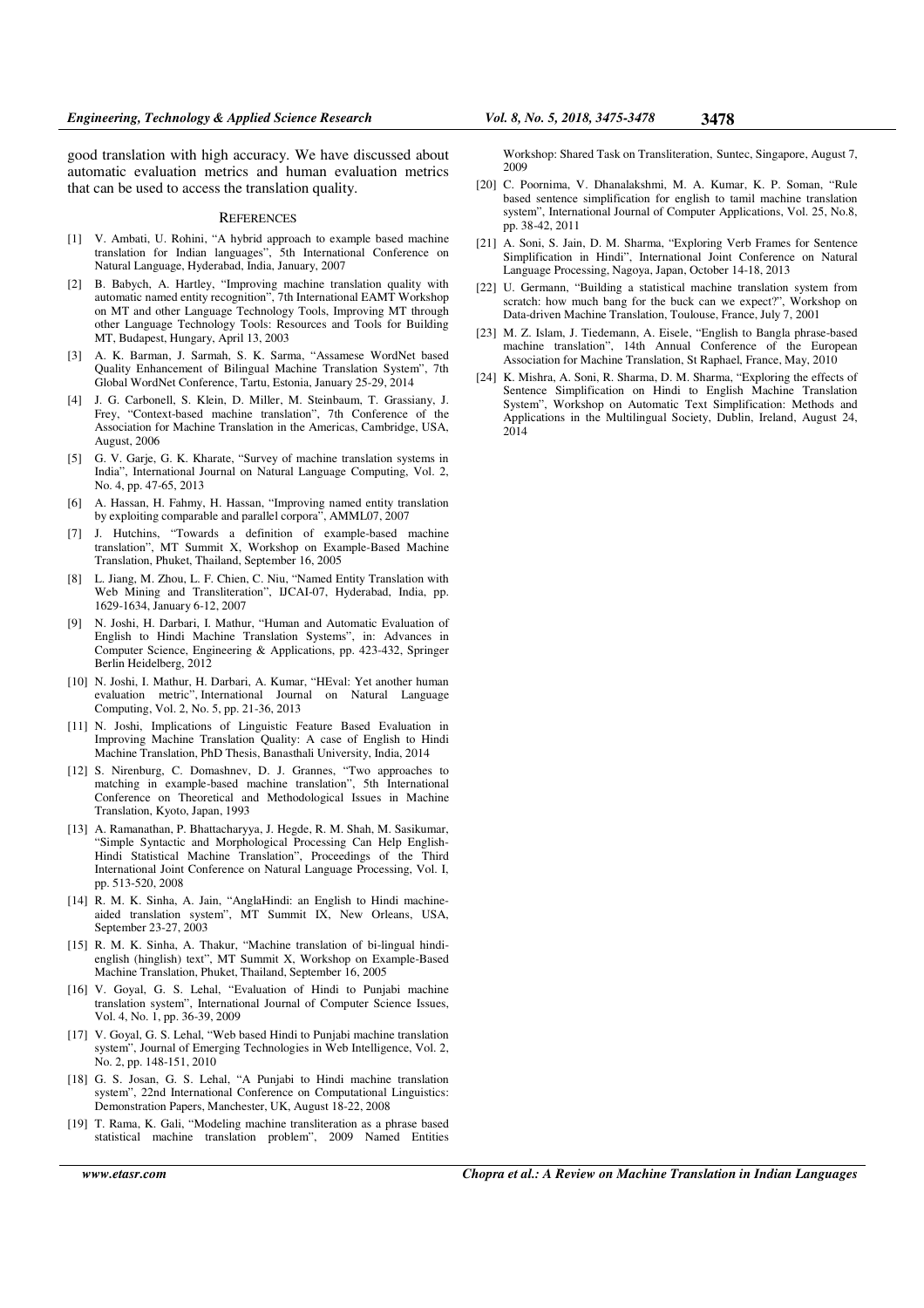good translation with high accuracy. We have discussed about automatic evaluation metrics and human evaluation metrics that can be used to access the translation quality.

## REFERENCES

[1] V. Ambati, U. Rohini, "A hybrid approach to example based machine translation for Indian languages", 5th International Conference on Natural Language, Hyderabad, India, January, 2007

[2] B. Babych, A. Hartley, "Improving machine translation quality with automatic named entity recognition", 7th International EAMT Workshop on MT and other Language Technology Tools, Improving MT through other Language Technology Tools: Resources and Tools for Building MT, Budapest, Hungary, April 13, 2003

[3] A. K. Barman, J. Sarmah, S. K. Sarma, "Assamese WordNet based Quality Enhancement of Bilingual Machine Translation System", 7th Global WordNet Conference, Tartu, Estonia, January 25-29, 2014

[4] J. G. Carbonell, S. Klein, D. Miller, M. Steinbaum, T. Grassiany, J. Frey, "Context-based machine translation", 7th Conference of the Association for Machine Translation in the Americas, Cambridge, USA, August, 2006

[5] G. V. Garje, G. K. Kharate, "Survey of machine translation systems in India", International Journal on Natural Language Computing, Vol. 2, No. 4, pp. 47-65, 2013

[6] A. Hassan, H. Fahmy, H. Hassan, "Improving named entity translation by exploiting comparable and parallel corpora", AMML07, 2007

[7] J. Hutchins, "Towards a definition of example-based machine translation", MT Summit X, Workshop on Example-Based Machine Translation, Phuket, Thailand, September 16, 2005

[8] L. Jiang, M. Zhou, L. F. Chien, C. Niu, "Named Entity Translation with Web Mining and Transliteration", IJCAI-07, Hyderabad, India, pp. 1629-1634, January 6-12, 2007

[9] N. Joshi, H. Darbari, I. Mathur, "Human and Automatic Evaluation of English to Hindi Machine Translation Systems", in: Advances in Computer Science, Engineering & Applications, pp. 423-432, Springer Berlin Heidelberg, 2012

[10] N. Joshi, I. Mathur, H. Darbari, A. Kumar, "HEval: Yet another human evaluation metric", International Journal on Natural Language Computing, Vol. 2, No. 5, pp. 21-36, 2013

[11] N. Joshi, Implications of Linguistic Feature Based Evaluation in Improving Machine Translation Quality: A case of English to Hindi Machine Translation, PhD Thesis, Banasthali University, India, 2014

[12] S. Nirenburg, C. Domashnev, D. J. Grannes, "Two approaches to matching in example-based machine translation", 5th International Conference on Theoretical and Methodological Issues in Machine Translation, Kyoto, Japan, 1993

[13] A. Ramanathan, P. Bhattacharyya, J. Hegde, R. M. Shah, M. Sasikumar, "Simple Syntactic and Morphological Processing Can Help English-Hindi Statistical Machine Translation", Proceedings of the Third International Joint Conference on Natural Language Processing, Vol. I, pp. 513-520, 2008

[14] R. M. K. Sinha, A. Jain, "AnglaHindi: an English to Hindi machine-aided translation system", MT Summit IX, New Orleans, USA, September 23-27, 2003

[15] R. M. K. Sinha, A. Thakur, "Machine translation of bi-lingual hindi-english (hinglish) text", MT Summit X, Workshop on Example-Based Machine Translation, Phuket, Thailand, September 16, 2005

[16] V. Goyal, G. S. Lehal, "Evaluation of Hindi to Punjabi machine translation system", International Journal of Computer Science Issues, Vol. 4, No. 1, pp. 36-39, 2009

[17] V. Goyal, G. S. Lehal, "Web based Hindi to Punjabi machine translation system", Journal of Emerging Technologies in Web Intelligence, Vol. 2, No. 2, pp. 148-151, 2010

[18] G. S. Josan, G. S. Lehal, "A Punjabi to Hindi machine translation system", 22nd International Conference on Computational Linguistics: Demonstration Papers, Manchester, UK, August 18-22, 2008

[19] T. Rama, K. Gali, "Modeling machine transliteration as a phrase based statistical machine translation problem", 2009 Named Entities Workshop: Shared Task on Transliteration, Suntec, Singapore, August 7, 2009

[20] C. Poornima, V. Dhanalakshmi, M. A. Kumar, K. P. Soman, "Rule based sentence simplification for english to tamil machine translation system", International Journal of Computer Applications, Vol. 25, No.8, pp. 38-42, 2011

[21] A. Soni, S. Jain, D. M. Sharma, "Exploring Verb Frames for Sentence Simplification in Hindi", International Joint Conference on Natural Language Processing, Nagoya, Japan, October 14-18, 2013

[22] U. Germann, "Building a statistical machine translation system from scratch: how much bang for the buck can we expect?", Workshop on Data-driven Machine Translation, Toulouse, France, July 7, 2001

[23] M. Z. Islam, J. Tiedemann, A. Eisele, "English to Bangla phrase-based machine translation", 14th Annual Conference of the European Association for Machine Translation, St Raphael, France, May, 2010

[24] K. Mishra, A. Soni, R. Sharma, D. M. Sharma, "Exploring the effects of Sentence Simplification on Hindi to English Machine Translation System", Workshop on Automatic Text Simplification: Methods and Applications in the Multilingual Society, Dublin, Ireland, August 24, 2014